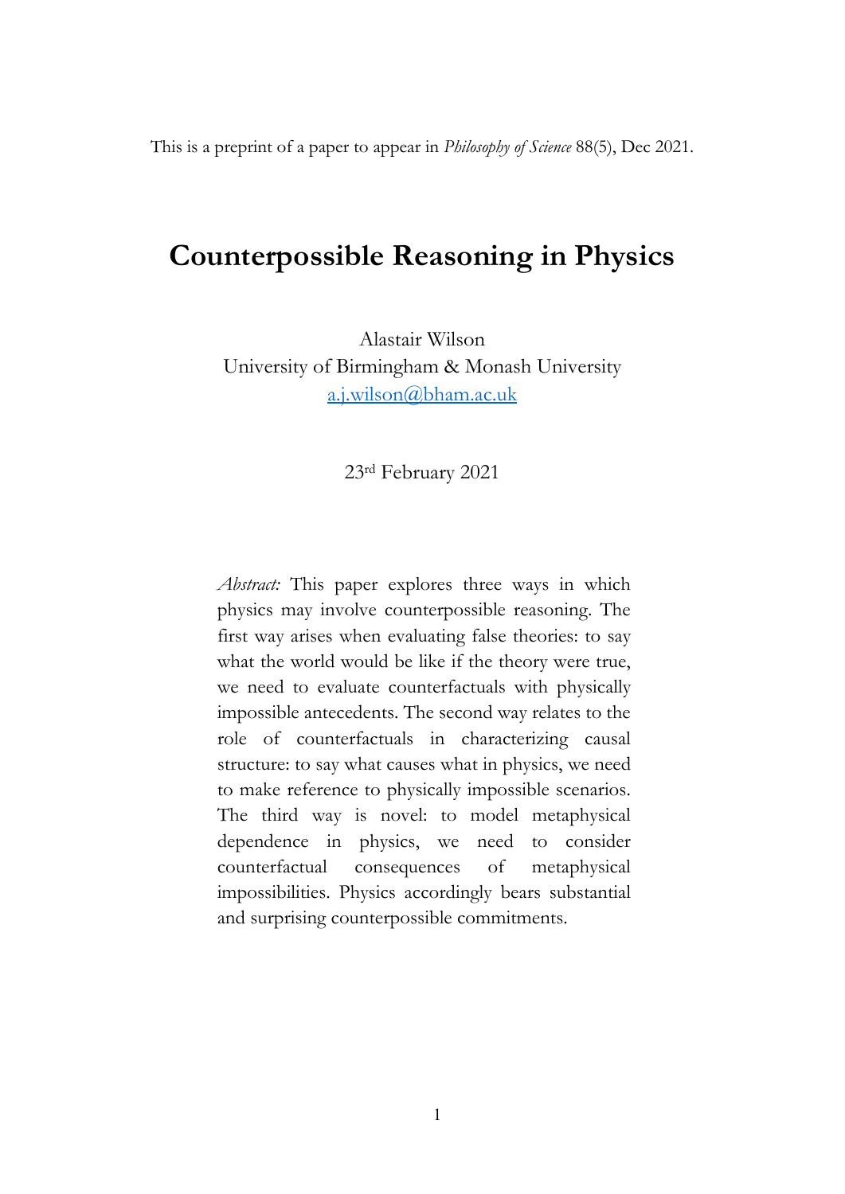This is a preprint of a paper to appear in *Philosophy of Science* 88(5), Dec 2021.

# Counterpossible Reasoning in Physics

Alastair Wilson
University of Birmingham & Monash University
a.j.wilson@bham.ac.uk

23rd February 2021

*Abstract:* This paper explores three ways in which physics may involve counterpossible reasoning. The first way arises when evaluating false theories: to say what the world would be like if the theory were true, we need to evaluate counterfactuals with physically impossible antecedents. The second way relates to the role of counterfactuals in characterizing causal structure: to say what causes what in physics, we need to make reference to physically impossible scenarios. The third way is novel: to model metaphysical dependence in physics, we need to consider counterfactual consequences of metaphysical impossibilities. Physics accordingly bears substantial and surprising counterpossible commitments.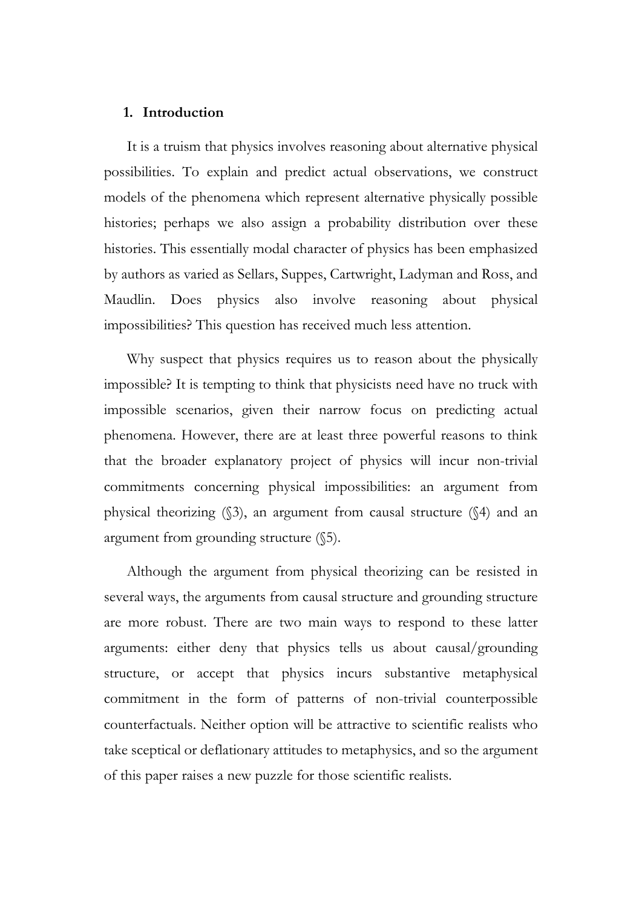## 1. Introduction

It is a truism that physics involves reasoning about alternative physical possibilities. To explain and predict actual observations, we construct models of the phenomena which represent alternative physically possible histories; perhaps we also assign a probability distribution over these histories. This essentially modal character of physics has been emphasized by authors as varied as Sellars, Suppes, Cartwright, Ladyman and Ross, and Maudlin. Does physics also involve reasoning about physical impossibilities? This question has received much less attention.

Why suspect that physics requires us to reason about the physically impossible? It is tempting to think that physicists need have no truck with impossible scenarios, given their narrow focus on predicting actual phenomena. However, there are at least three powerful reasons to think that the broader explanatory project of physics will incur non-trivial commitments concerning physical impossibilities: an argument from physical theorizing (§3), an argument from causal structure (§4) and an argument from grounding structure (§5).

Although the argument from physical theorizing can be resisted in several ways, the arguments from causal structure and grounding structure are more robust. There are two main ways to respond to these latter arguments: either deny that physics tells us about causal/grounding structure, or accept that physics incurs substantive metaphysical commitment in the form of patterns of non-trivial counterpossible counterfactuals. Neither option will be attractive to scientific realists who take sceptical or deflationary attitudes to metaphysics, and so the argument of this paper raises a new puzzle for those scientific realists.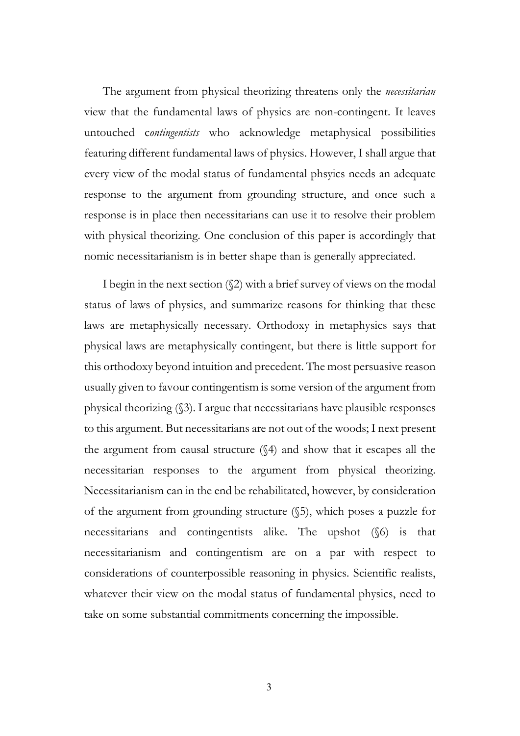The argument from physical theorizing threatens only the *necessitarian* view that the fundamental laws of physics are non-contingent. It leaves untouched c*ontingentists* who acknowledge metaphysical possibilities featuring different fundamental laws of physics. However, I shall argue that every view of the modal status of fundamental phsyics needs an adequate response to the argument from grounding structure, and once such a response is in place then necessitarians can use it to resolve their problem with physical theorizing. One conclusion of this paper is accordingly that nomic necessitarianism is in better shape than is generally appreciated.

I begin in the next section (§2) with a brief survey of views on the modal status of laws of physics, and summarize reasons for thinking that these laws are metaphysically necessary. Orthodoxy in metaphysics says that physical laws are metaphysically contingent, but there is little support for this orthodoxy beyond intuition and precedent. The most persuasive reason usually given to favour contingentism is some version of the argument from physical theorizing (§3). I argue that necessitarians have plausible responses to this argument. But necessitarians are not out of the woods; I next present the argument from causal structure (§4) and show that it escapes all the necessitarian responses to the argument from physical theorizing. Necessitarianism can in the end be rehabilitated, however, by consideration of the argument from grounding structure (§5), which poses a puzzle for necessitarians and contingentists alike. The upshot (§6) is that necessitarianism and contingentism are on a par with respect to considerations of counterpossible reasoning in physics. Scientific realists, whatever their view on the modal status of fundamental physics, need to take on some substantial commitments concerning the impossible.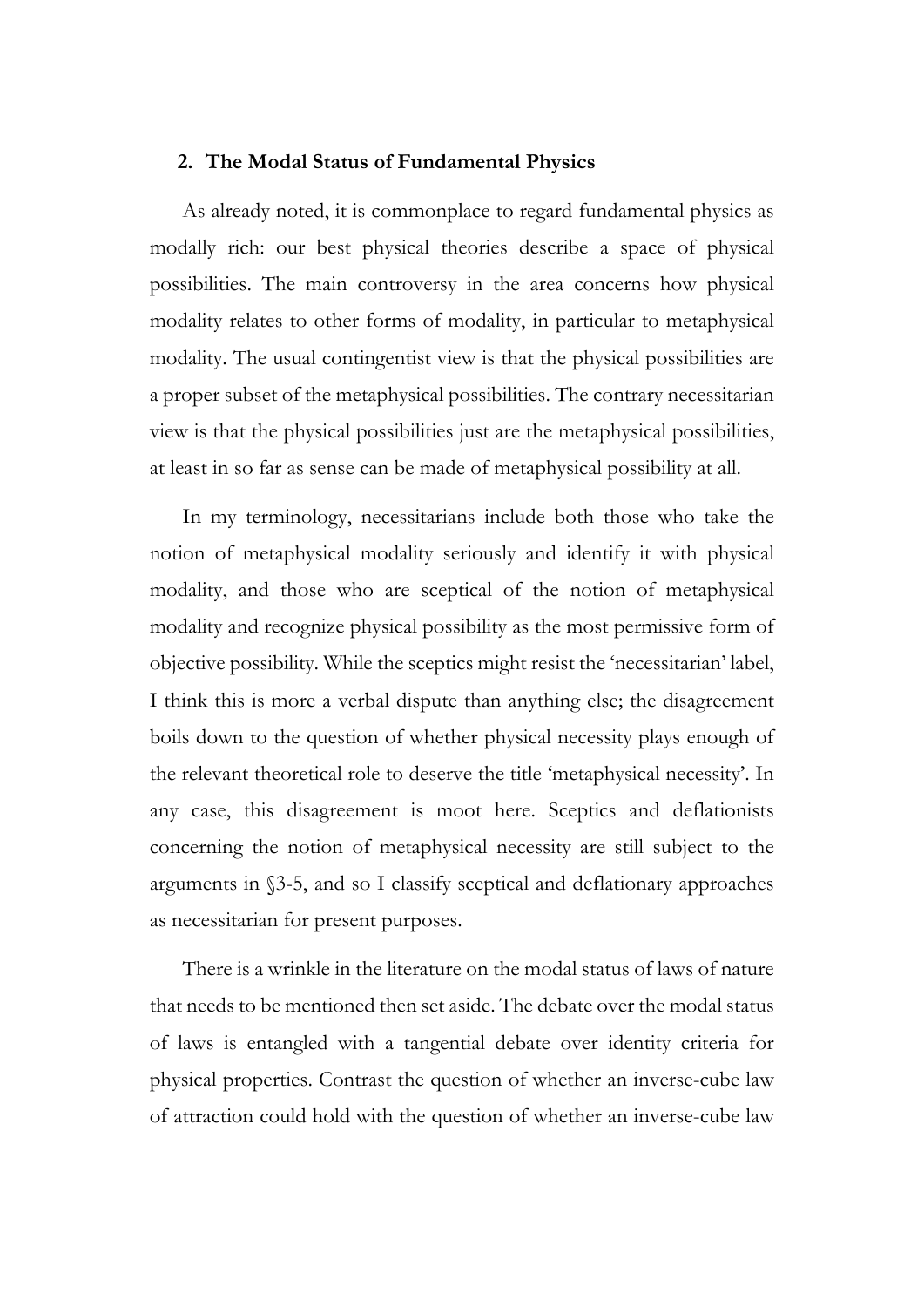## 2. The Modal Status of Fundamental Physics

As already noted, it is commonplace to regard fundamental physics as modally rich: our best physical theories describe a space of physical possibilities. The main controversy in the area concerns how physical modality relates to other forms of modality, in particular to metaphysical modality. The usual contingentist view is that the physical possibilities are a proper subset of the metaphysical possibilities. The contrary necessitarian view is that the physical possibilities just are the metaphysical possibilities, at least in so far as sense can be made of metaphysical possibility at all.

In my terminology, necessitarians include both those who take the notion of metaphysical modality seriously and identify it with physical modality, and those who are sceptical of the notion of metaphysical modality and recognize physical possibility as the most permissive form of objective possibility. While the sceptics might resist the 'necessitarian' label, I think this is more a verbal dispute than anything else; the disagreement boils down to the question of whether physical necessity plays enough of the relevant theoretical role to deserve the title 'metaphysical necessity'. In any case, this disagreement is moot here. Sceptics and deflationists concerning the notion of metaphysical necessity are still subject to the arguments in §3-5, and so I classify sceptical and deflationary approaches as necessitarian for present purposes.

There is a wrinkle in the literature on the modal status of laws of nature that needs to be mentioned then set aside. The debate over the modal status of laws is entangled with a tangential debate over identity criteria for physical properties. Contrast the question of whether an inverse-cube law of attraction could hold with the question of whether an inverse-cube law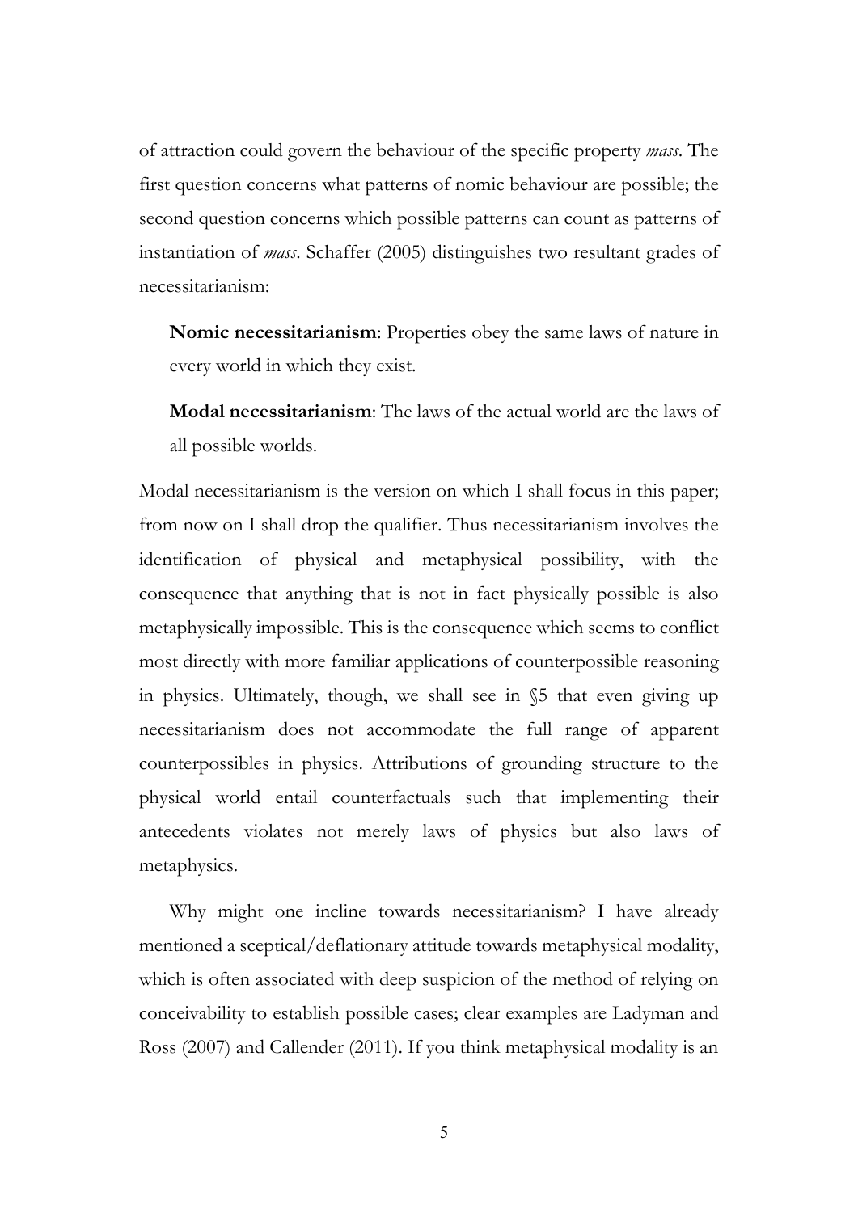of attraction could govern the behaviour of the specific property *mass*. The first question concerns what patterns of nomic behaviour are possible; the second question concerns which possible patterns can count as patterns of instantiation of *mass*. Schaffer (2005) distinguishes two resultant grades of necessitarianism:

> **Nomic necessitarianism**: Properties obey the same laws of nature in every world in which they exist.
>
> **Modal necessitarianism**: The laws of the actual world are the laws of all possible worlds.

Modal necessitarianism is the version on which I shall focus in this paper; from now on I shall drop the qualifier. Thus necessitarianism involves the identification of physical and metaphysical possibility, with the consequence that anything that is not in fact physically possible is also metaphysically impossible. This is the consequence which seems to conflict most directly with more familiar applications of counterpossible reasoning in physics. Ultimately, though, we shall see in §5 that even giving up necessitarianism does not accommodate the full range of apparent counterpossibles in physics. Attributions of grounding structure to the physical world entail counterfactuals such that implementing their antecedents violates not merely laws of physics but also laws of metaphysics.

Why might one incline towards necessitarianism? I have already mentioned a sceptical/deflationary attitude towards metaphysical modality, which is often associated with deep suspicion of the method of relying on conceivability to establish possible cases; clear examples are Ladyman and Ross (2007) and Callender (2011). If you think metaphysical modality is an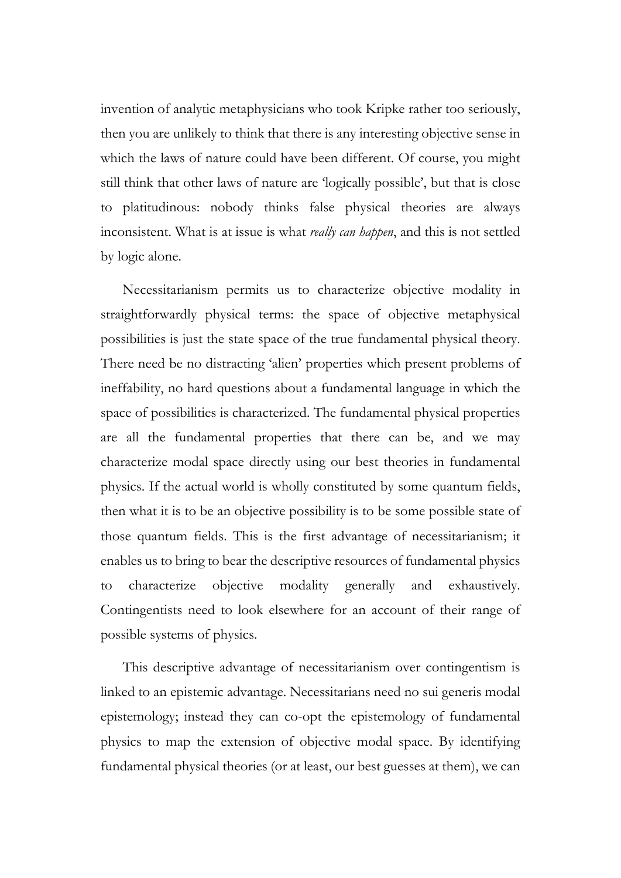invention of analytic metaphysicians who took Kripke rather too seriously, then you are unlikely to think that there is any interesting objective sense in which the laws of nature could have been different. Of course, you might still think that other laws of nature are 'logically possible', but that is close to platitudinous: nobody thinks false physical theories are always inconsistent. What is at issue is what *really can happen*, and this is not settled by logic alone.

Necessitarianism permits us to characterize objective modality in straightforwardly physical terms: the space of objective metaphysical possibilities is just the state space of the true fundamental physical theory. There need be no distracting 'alien' properties which present problems of ineffability, no hard questions about a fundamental language in which the space of possibilities is characterized. The fundamental physical properties are all the fundamental properties that there can be, and we may characterize modal space directly using our best theories in fundamental physics. If the actual world is wholly constituted by some quantum fields, then what it is to be an objective possibility is to be some possible state of those quantum fields. This is the first advantage of necessitarianism; it enables us to bring to bear the descriptive resources of fundamental physics to characterize objective modality generally and exhaustively. Contingentists need to look elsewhere for an account of their range of possible systems of physics.

This descriptive advantage of necessitarianism over contingentism is linked to an epistemic advantage. Necessitarians need no sui generis modal epistemology; instead they can co-opt the epistemology of fundamental physics to map the extension of objective modal space. By identifying fundamental physical theories (or at least, our best guesses at them), we can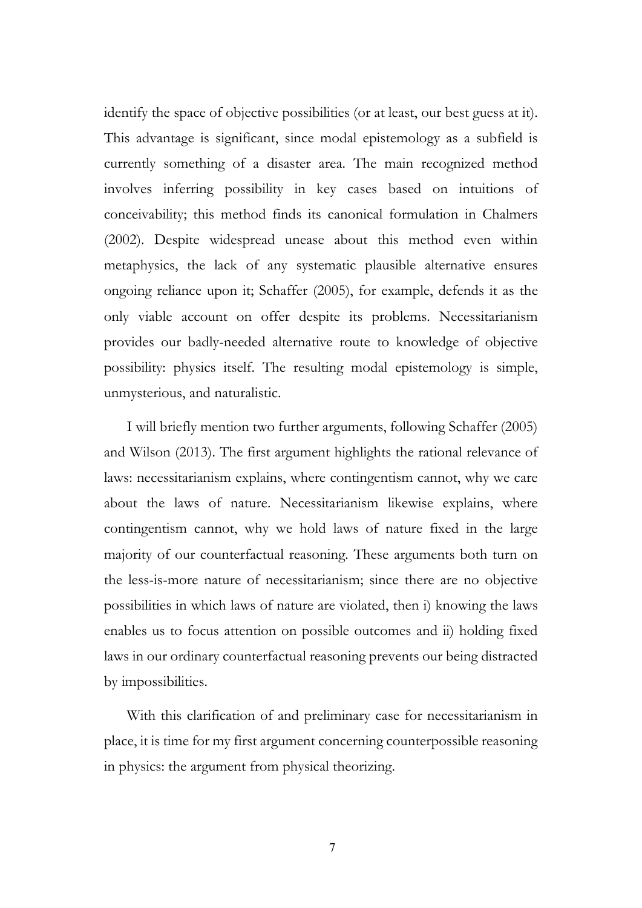identify the space of objective possibilities (or at least, our best guess at it). This advantage is significant, since modal epistemology as a subfield is currently something of a disaster area. The main recognized method involves inferring possibility in key cases based on intuitions of conceivability; this method finds its canonical formulation in Chalmers (2002). Despite widespread unease about this method even within metaphysics, the lack of any systematic plausible alternative ensures ongoing reliance upon it; Schaffer (2005), for example, defends it as the only viable account on offer despite its problems. Necessitarianism provides our badly-needed alternative route to knowledge of objective possibility: physics itself. The resulting modal epistemology is simple, unmysterious, and naturalistic.

I will briefly mention two further arguments, following Schaffer (2005) and Wilson (2013). The first argument highlights the rational relevance of laws: necessitarianism explains, where contingentism cannot, why we care about the laws of nature. Necessitarianism likewise explains, where contingentism cannot, why we hold laws of nature fixed in the large majority of our counterfactual reasoning. These arguments both turn on the less-is-more nature of necessitarianism; since there are no objective possibilities in which laws of nature are violated, then i) knowing the laws enables us to focus attention on possible outcomes and ii) holding fixed laws in our ordinary counterfactual reasoning prevents our being distracted by impossibilities.

With this clarification of and preliminary case for necessitarianism in place, it is time for my first argument concerning counterpossible reasoning in physics: the argument from physical theorizing.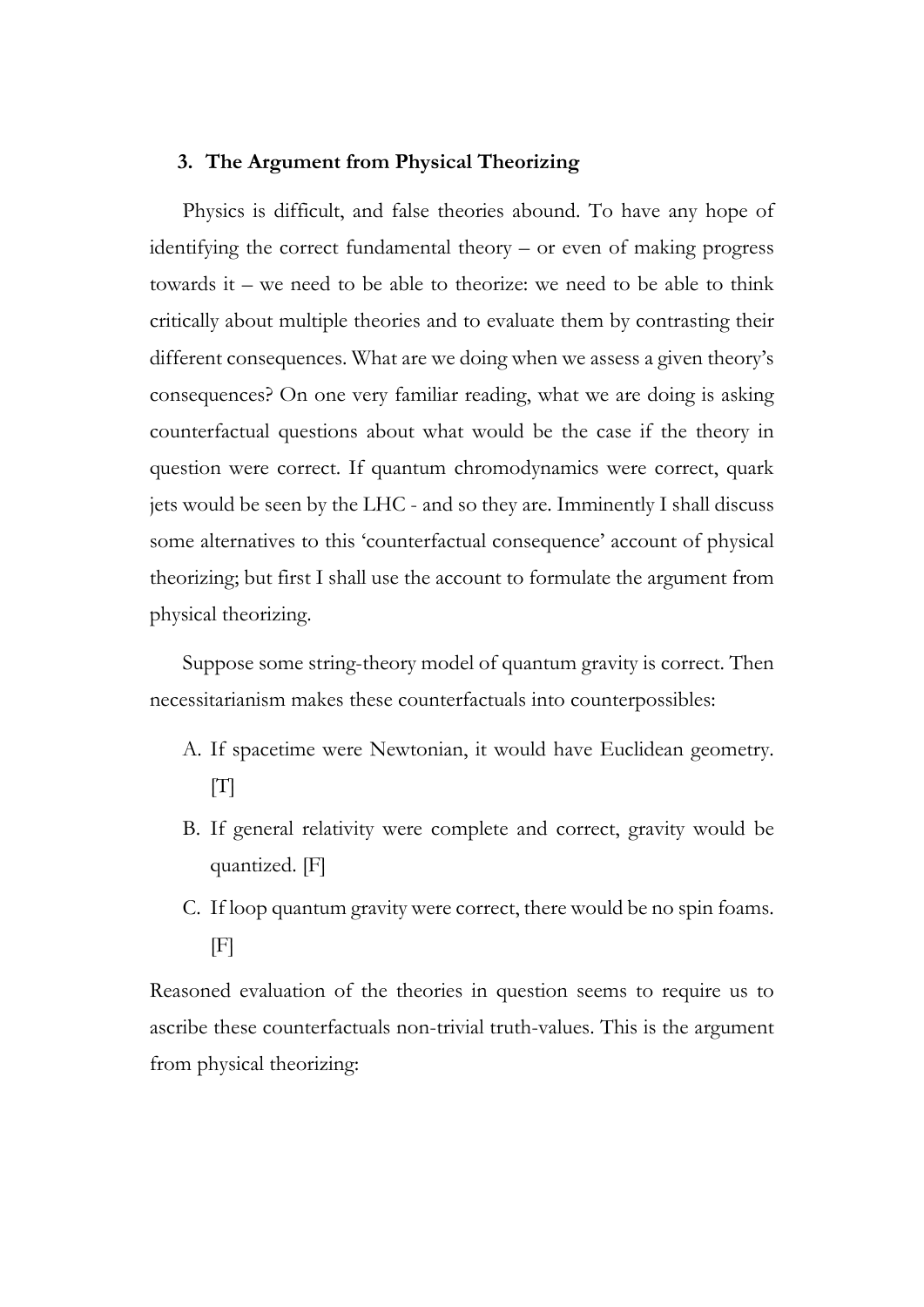## 3. The Argument from Physical Theorizing

Physics is difficult, and false theories abound. To have any hope of identifying the correct fundamental theory – or even of making progress towards it – we need to be able to theorize: we need to be able to think critically about multiple theories and to evaluate them by contrasting their different consequences. What are we doing when we assess a given theory's consequences? On one very familiar reading, what we are doing is asking counterfactual questions about what would be the case if the theory in question were correct. If quantum chromodynamics were correct, quark jets would be seen by the LHC - and so they are. Imminently I shall discuss some alternatives to this 'counterfactual consequence' account of physical theorizing; but first I shall use the account to formulate the argument from physical theorizing.

Suppose some string-theory model of quantum gravity is correct. Then necessitarianism makes these counterfactuals into counterpossibles:

A. If spacetime were Newtonian, it would have Euclidean geometry. [T]

B. If general relativity were complete and correct, gravity would be quantized. [F]

C. If loop quantum gravity were correct, there would be no spin foams. [F]

Reasoned evaluation of the theories in question seems to require us to ascribe these counterfactuals non-trivial truth-values. This is the argument from physical theorizing: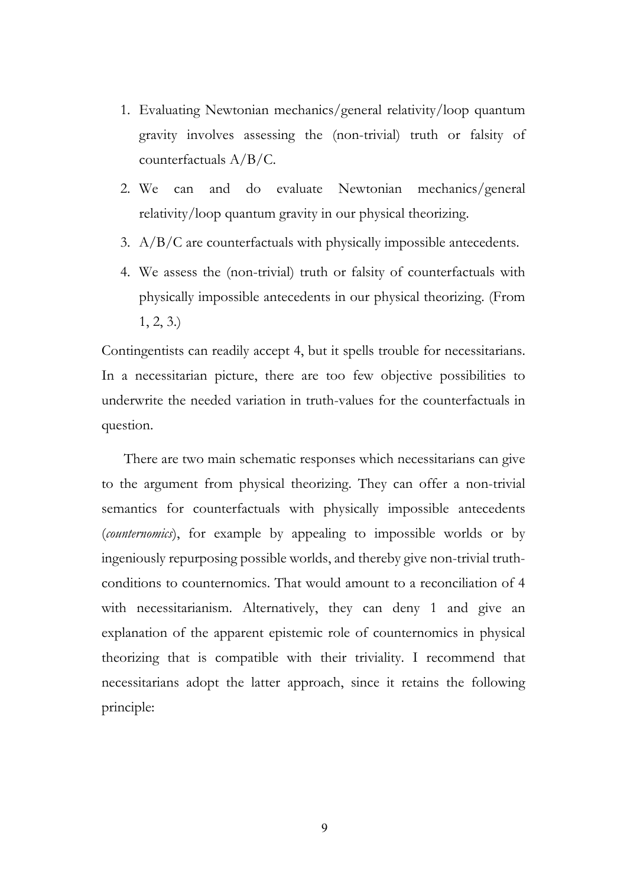1. Evaluating Newtonian mechanics/general relativity/loop quantum gravity involves assessing the (non-trivial) truth or falsity of counterfactuals A/B/C.
2. We can and do evaluate Newtonian mechanics/general relativity/loop quantum gravity in our physical theorizing.
3. A/B/C are counterfactuals with physically impossible antecedents.
4. We assess the (non-trivial) truth or falsity of counterfactuals with physically impossible antecedents in our physical theorizing. (From 1, 2, 3.)

Contingentists can readily accept 4, but it spells trouble for necessitarians. In a necessitarian picture, there are too few objective possibilities to underwrite the needed variation in truth-values for the counterfactuals in question.

There are two main schematic responses which necessitarians can give to the argument from physical theorizing. They can offer a non-trivial semantics for counterfactuals with physically impossible antecedents (*counternomics*), for example by appealing to impossible worlds or by ingeniously repurposing possible worlds, and thereby give non-trivial truth-conditions to counternomics. That would amount to a reconciliation of 4 with necessitarianism. Alternatively, they can deny 1 and give an explanation of the apparent epistemic role of counternomics in physical theorizing that is compatible with their triviality. I recommend that necessitarians adopt the latter approach, since it retains the following principle: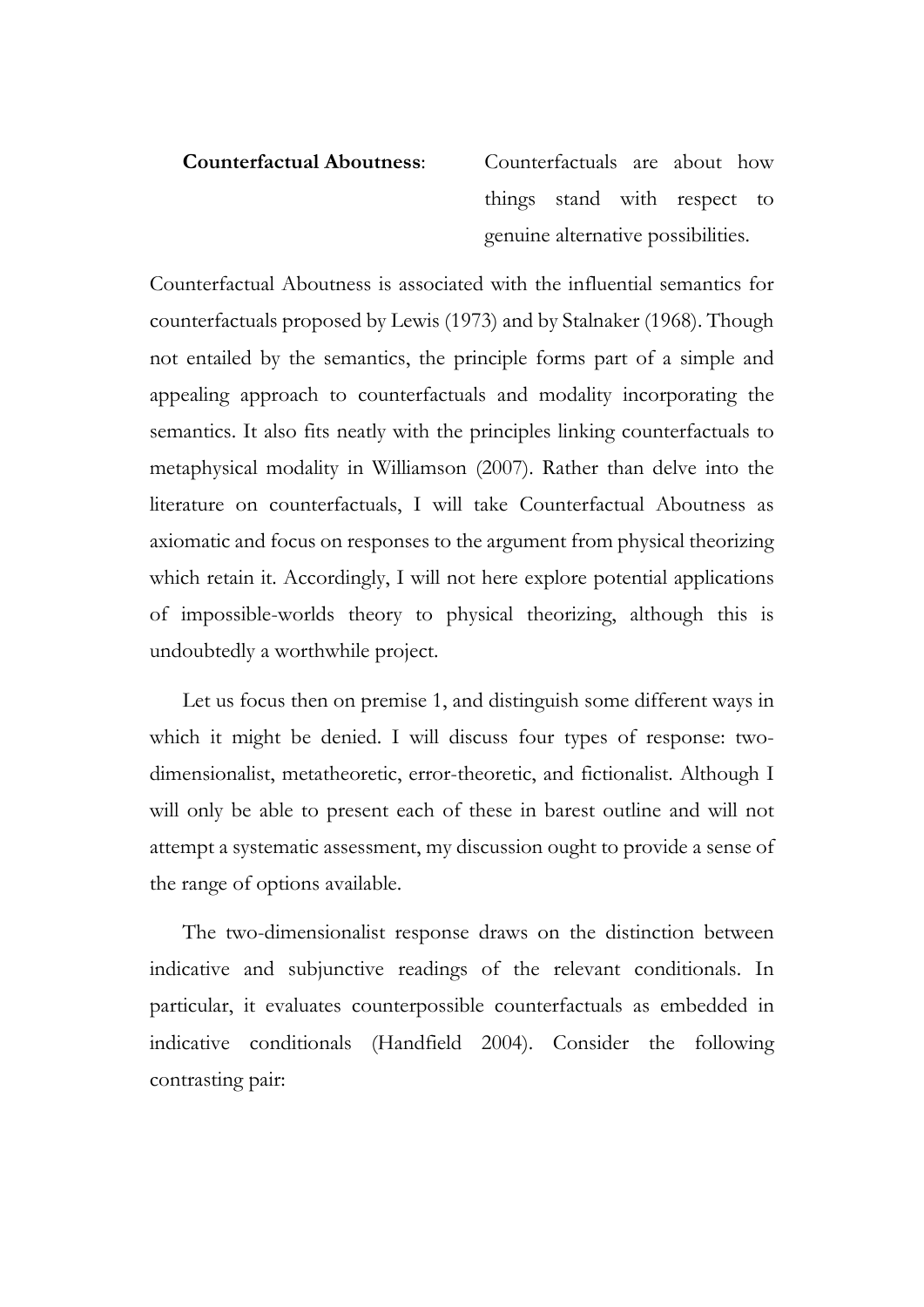**Counterfactual Aboutness**: Counterfactuals are about how things stand with respect to genuine alternative possibilities.

Counterfactual Aboutness is associated with the influential semantics for counterfactuals proposed by Lewis (1973) and by Stalnaker (1968). Though not entailed by the semantics, the principle forms part of a simple and appealing approach to counterfactuals and modality incorporating the semantics. It also fits neatly with the principles linking counterfactuals to metaphysical modality in Williamson (2007). Rather than delve into the literature on counterfactuals, I will take Counterfactual Aboutness as axiomatic and focus on responses to the argument from physical theorizing which retain it. Accordingly, I will not here explore potential applications of impossible-worlds theory to physical theorizing, although this is undoubtedly a worthwhile project.

Let us focus then on premise 1, and distinguish some different ways in which it might be denied. I will discuss four types of response: two-dimensionalist, metatheoretic, error-theoretic, and fictionalist. Although I will only be able to present each of these in barest outline and will not attempt a systematic assessment, my discussion ought to provide a sense of the range of options available.

The two-dimensionalist response draws on the distinction between indicative and subjunctive readings of the relevant conditionals. In particular, it evaluates counterpossible counterfactuals as embedded in indicative conditionals (Handfield 2004). Consider the following contrasting pair: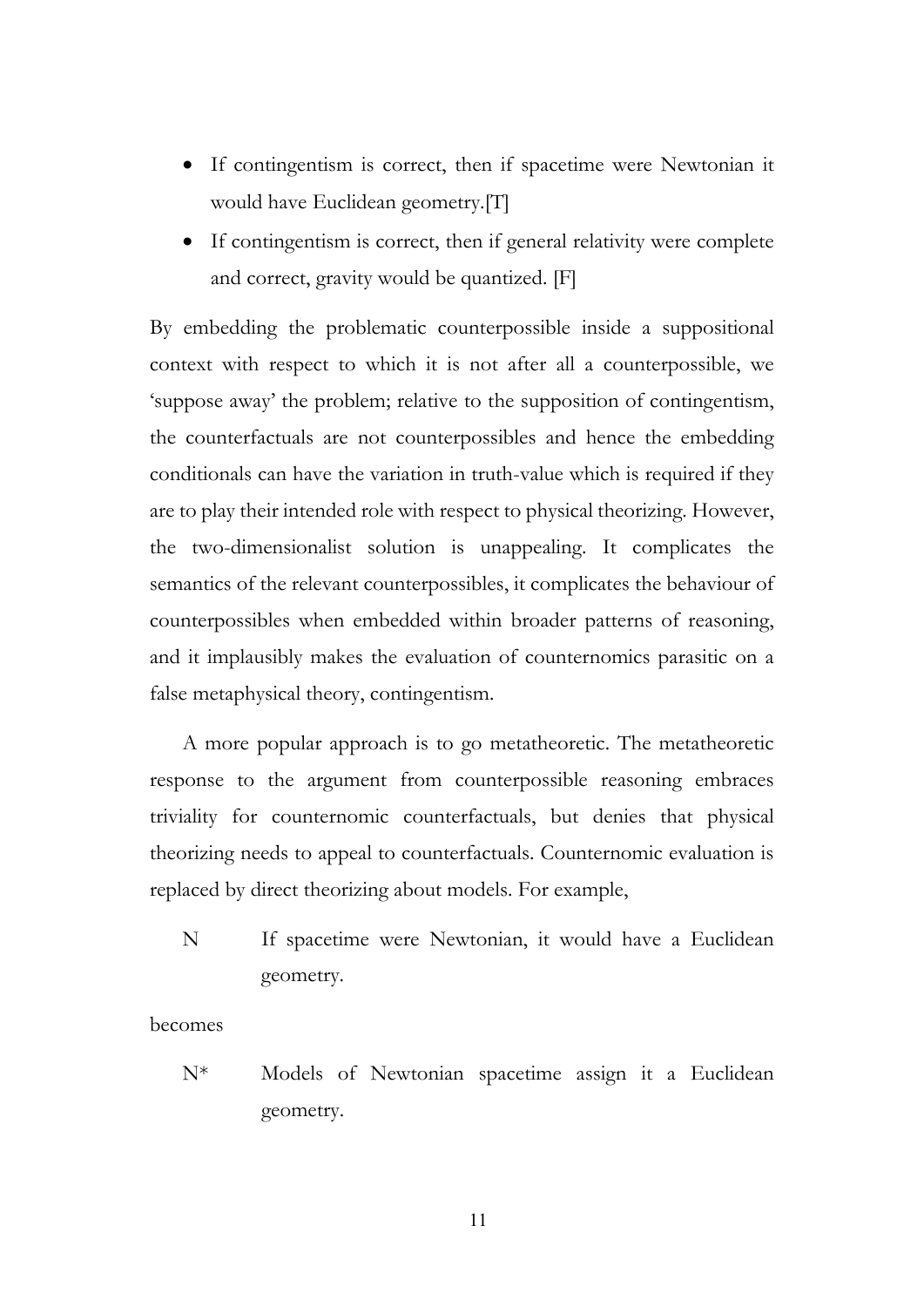- If contingentism is correct, then if spacetime were Newtonian it would have Euclidean geometry.[T]
- If contingentism is correct, then if general relativity were complete and correct, gravity would be quantized. [F]

By embedding the problematic counterpossible inside a suppositional context with respect to which it is not after all a counterpossible, we 'suppose away' the problem; relative to the supposition of contingentism, the counterfactuals are not counterpossibles and hence the embedding conditionals can have the variation in truth-value which is required if they are to play their intended role with respect to physical theorizing. However, the two-dimensionalist solution is unappealing. It complicates the semantics of the relevant counterpossibles, it complicates the behaviour of counterpossibles when embedded within broader patterns of reasoning, and it implausibly makes the evaluation of counternomics parasitic on a false metaphysical theory, contingentism.

A more popular approach is to go metatheoretic. The metatheoretic response to the argument from counterpossible reasoning embraces triviality for counternomic counterfactuals, but denies that physical theorizing needs to appeal to counterfactuals. Counternomic evaluation is replaced by direct theorizing about models. For example,

N If spacetime were Newtonian, it would have a Euclidean geometry.

becomes

N* Models of Newtonian spacetime assign it a Euclidean geometry.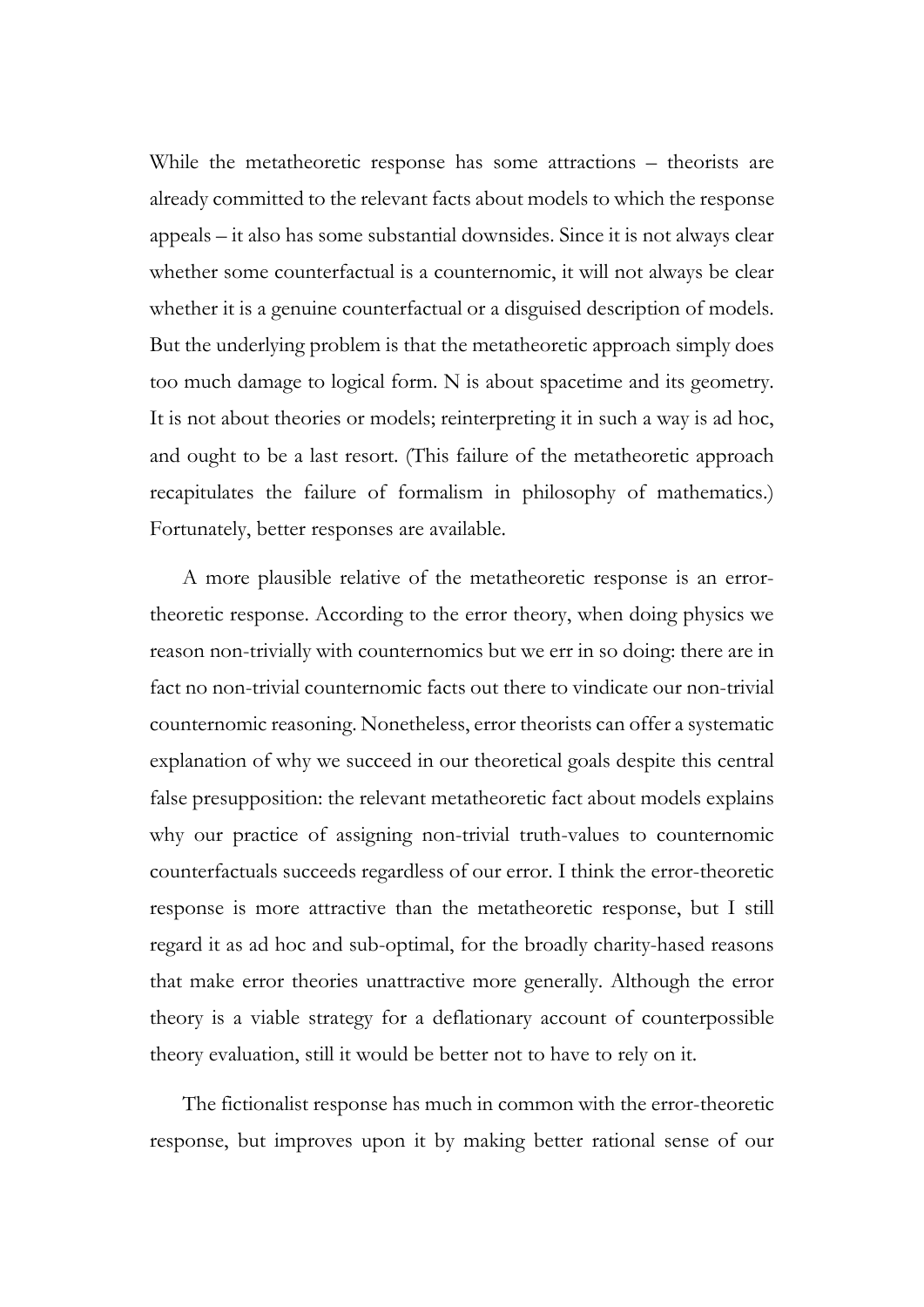While the metatheoretic response has some attractions – theorists are already committed to the relevant facts about models to which the response appeals – it also has some substantial downsides. Since it is not always clear whether some counterfactual is a counternomic, it will not always be clear whether it is a genuine counterfactual or a disguised description of models. But the underlying problem is that the metatheoretic approach simply does too much damage to logical form. N is about spacetime and its geometry. It is not about theories or models; reinterpreting it in such a way is ad hoc, and ought to be a last resort. (This failure of the metatheoretic approach recapitulates the failure of formalism in philosophy of mathematics.) Fortunately, better responses are available.

A more plausible relative of the metatheoretic response is an error-theoretic response. According to the error theory, when doing physics we reason non-trivially with counternomics but we err in so doing: there are in fact no non-trivial counternomic facts out there to vindicate our non-trivial counternomic reasoning. Nonetheless, error theorists can offer a systematic explanation of why we succeed in our theoretical goals despite this central false presupposition: the relevant metatheoretic fact about models explains why our practice of assigning non-trivial truth-values to counternomic counterfactuals succeeds regardless of our error. I think the error-theoretic response is more attractive than the metatheoretic response, but I still regard it as ad hoc and sub-optimal, for the broadly charity-based reasons that make error theories unattractive more generally. Although the error theory is a viable strategy for a deflationary account of counterpossible theory evaluation, still it would be better not to have to rely on it.

The fictionalist response has much in common with the error-theoretic response, but improves upon it by making better rational sense of our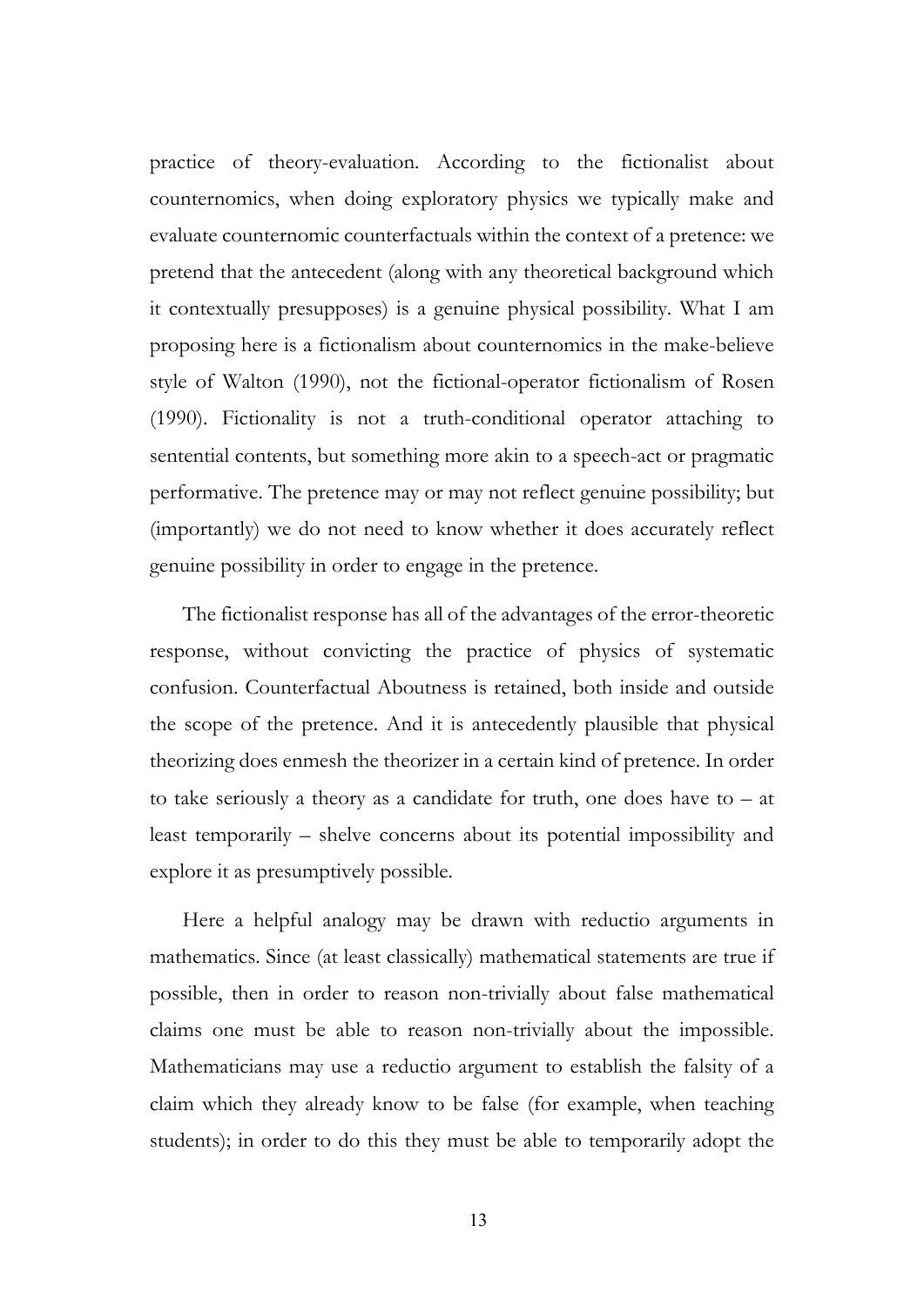practice of theory-evaluation. According to the fictionalist about counternomics, when doing exploratory physics we typically make and evaluate counternomic counterfactuals within the context of a pretence: we pretend that the antecedent (along with any theoretical background which it contextually presupposes) is a genuine physical possibility. What I am proposing here is a fictionalism about counternomics in the make-believe style of Walton (1990), not the fictional-operator fictionalism of Rosen (1990). Fictionality is not a truth-conditional operator attaching to sentential contents, but something more akin to a speech-act or pragmatic performative. The pretence may or may not reflect genuine possibility; but (importantly) we do not need to know whether it does accurately reflect genuine possibility in order to engage in the pretence.

The fictionalist response has all of the advantages of the error-theoretic response, without convicting the practice of physics of systematic confusion. Counterfactual Aboutness is retained, both inside and outside the scope of the pretence. And it is antecedently plausible that physical theorizing does enmesh the theorizer in a certain kind of pretence. In order to take seriously a theory as a candidate for truth, one does have to – at least temporarily – shelve concerns about its potential impossibility and explore it as presumptively possible.

Here a helpful analogy may be drawn with reductio arguments in mathematics. Since (at least classically) mathematical statements are true if possible, then in order to reason non-trivially about false mathematical claims one must be able to reason non-trivially about the impossible. Mathematicians may use a reductio argument to establish the falsity of a claim which they already know to be false (for example, when teaching students); in order to do this they must be able to temporarily adopt the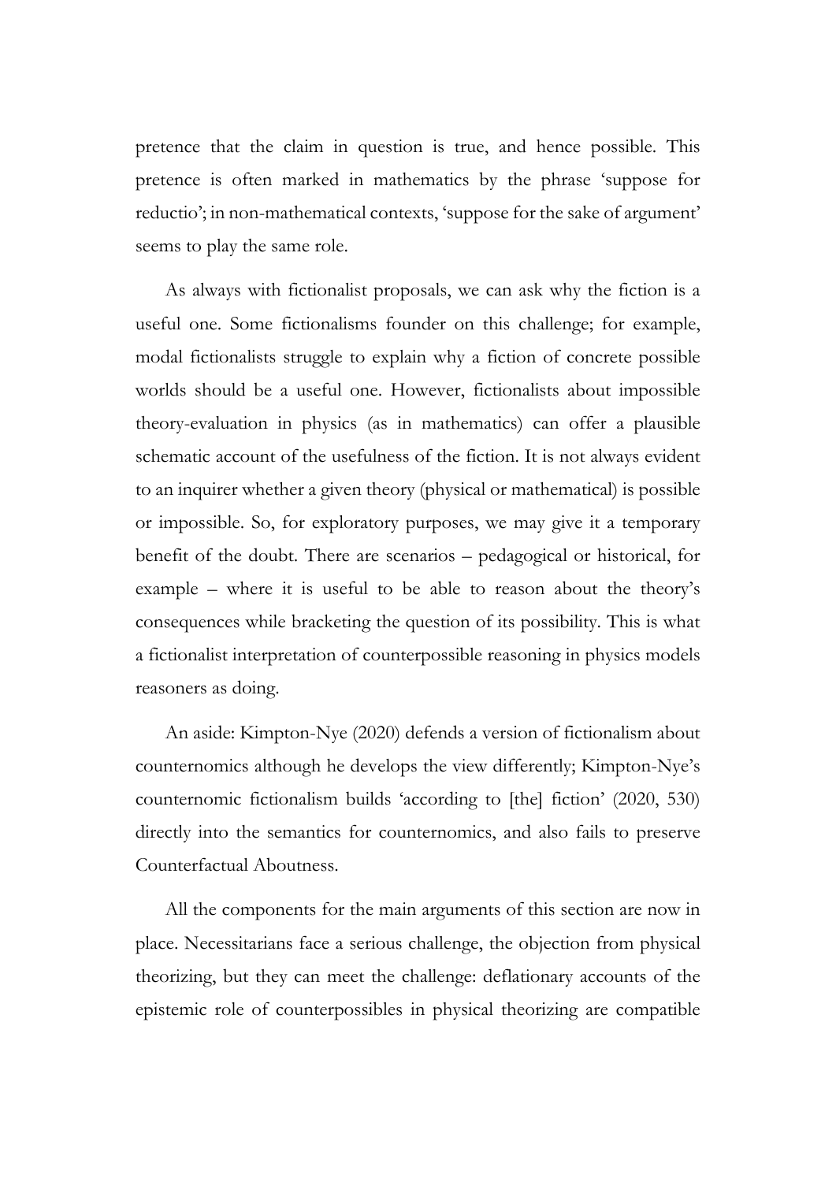pretence that the claim in question is true, and hence possible. This pretence is often marked in mathematics by the phrase 'suppose for reductio'; in non-mathematical contexts, 'suppose for the sake of argument' seems to play the same role.

As always with fictionalist proposals, we can ask why the fiction is a useful one. Some fictionalisms founder on this challenge; for example, modal fictionalists struggle to explain why a fiction of concrete possible worlds should be a useful one. However, fictionalists about impossible theory-evaluation in physics (as in mathematics) can offer a plausible schematic account of the usefulness of the fiction. It is not always evident to an inquirer whether a given theory (physical or mathematical) is possible or impossible. So, for exploratory purposes, we may give it a temporary benefit of the doubt. There are scenarios – pedagogical or historical, for example – where it is useful to be able to reason about the theory's consequences while bracketing the question of its possibility. This is what a fictionalist interpretation of counterpossible reasoning in physics models reasoners as doing.

An aside: Kimpton-Nye (2020) defends a version of fictionalism about counternomics although he develops the view differently; Kimpton-Nye's counternomic fictionalism builds 'according to [the] fiction' (2020, 530) directly into the semantics for counternomics, and also fails to preserve Counterfactual Aboutness.

All the components for the main arguments of this section are now in place. Necessitarians face a serious challenge, the objection from physical theorizing, but they can meet the challenge: deflationary accounts of the epistemic role of counterpossibles in physical theorizing are compatible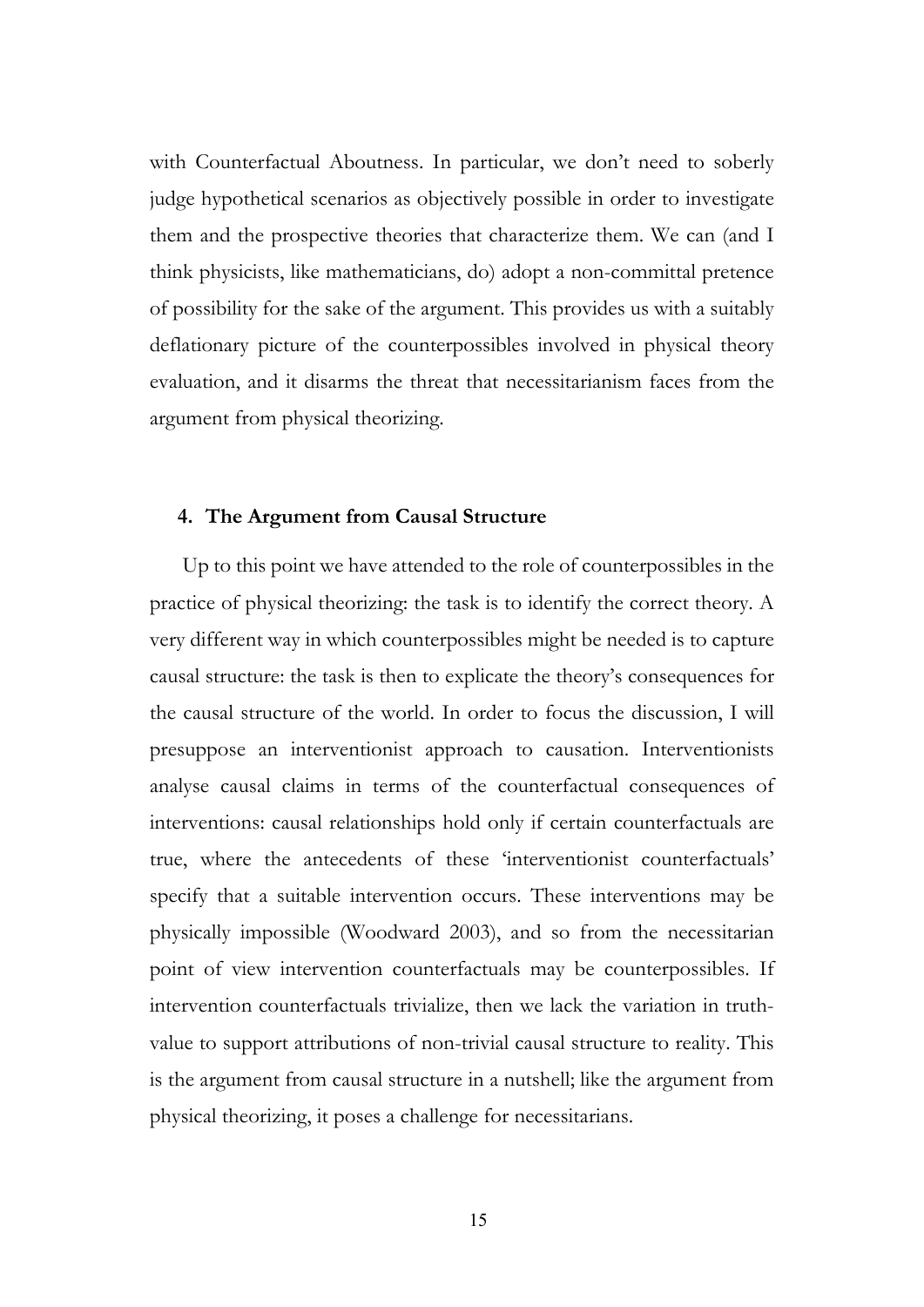with Counterfactual Aboutness. In particular, we don't need to soberly judge hypothetical scenarios as objectively possible in order to investigate them and the prospective theories that characterize them. We can (and I think physicists, like mathematicians, do) adopt a non-committal pretence of possibility for the sake of the argument. This provides us with a suitably deflationary picture of the counterpossibles involved in physical theory evaluation, and it disarms the threat that necessitarianism faces from the argument from physical theorizing.

## 4. The Argument from Causal Structure

Up to this point we have attended to the role of counterpossibles in the practice of physical theorizing: the task is to identify the correct theory. A very different way in which counterpossibles might be needed is to capture causal structure: the task is then to explicate the theory's consequences for the causal structure of the world. In order to focus the discussion, I will presuppose an interventionist approach to causation. Interventionists analyse causal claims in terms of the counterfactual consequences of interventions: causal relationships hold only if certain counterfactuals are true, where the antecedents of these 'interventionist counterfactuals' specify that a suitable intervention occurs. These interventions may be physically impossible (Woodward 2003), and so from the necessitarian point of view intervention counterfactuals may be counterpossibles. If intervention counterfactuals trivialize, then we lack the variation in truth-value to support attributions of non-trivial causal structure to reality. This is the argument from causal structure in a nutshell; like the argument from physical theorizing, it poses a challenge for necessitarians.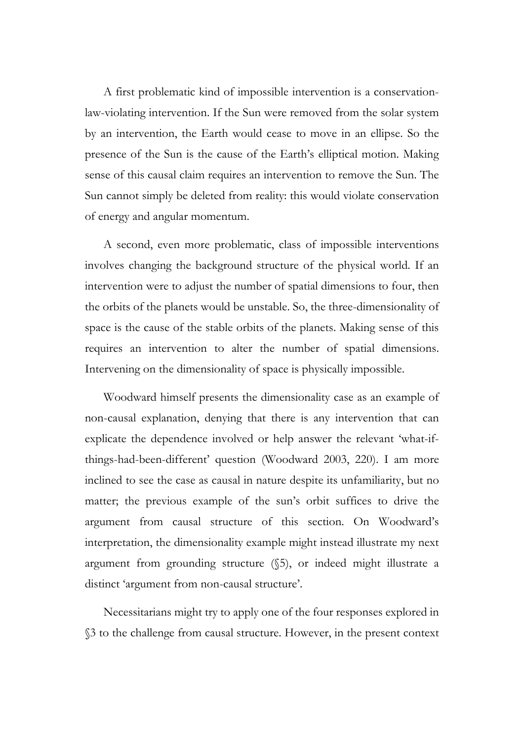A first problematic kind of impossible intervention is a conservation-law-violating intervention. If the Sun were removed from the solar system by an intervention, the Earth would cease to move in an ellipse. So the presence of the Sun is the cause of the Earth's elliptical motion. Making sense of this causal claim requires an intervention to remove the Sun. The Sun cannot simply be deleted from reality: this would violate conservation of energy and angular momentum.

A second, even more problematic, class of impossible interventions involves changing the background structure of the physical world. If an intervention were to adjust the number of spatial dimensions to four, then the orbits of the planets would be unstable. So, the three-dimensionality of space is the cause of the stable orbits of the planets. Making sense of this requires an intervention to alter the number of spatial dimensions. Intervening on the dimensionality of space is physically impossible.

Woodward himself presents the dimensionality case as an example of non-causal explanation, denying that there is any intervention that can explicate the dependence involved or help answer the relevant 'what-if-things-had-been-different' question (Woodward 2003, 220). I am more inclined to see the case as causal in nature despite its unfamiliarity, but no matter; the previous example of the sun's orbit suffices to drive the argument from causal structure of this section. On Woodward's interpretation, the dimensionality example might instead illustrate my next argument from grounding structure (§5), or indeed might illustrate a distinct 'argument from non-causal structure'.

Necessitarians might try to apply one of the four responses explored in §3 to the challenge from causal structure. However, in the present context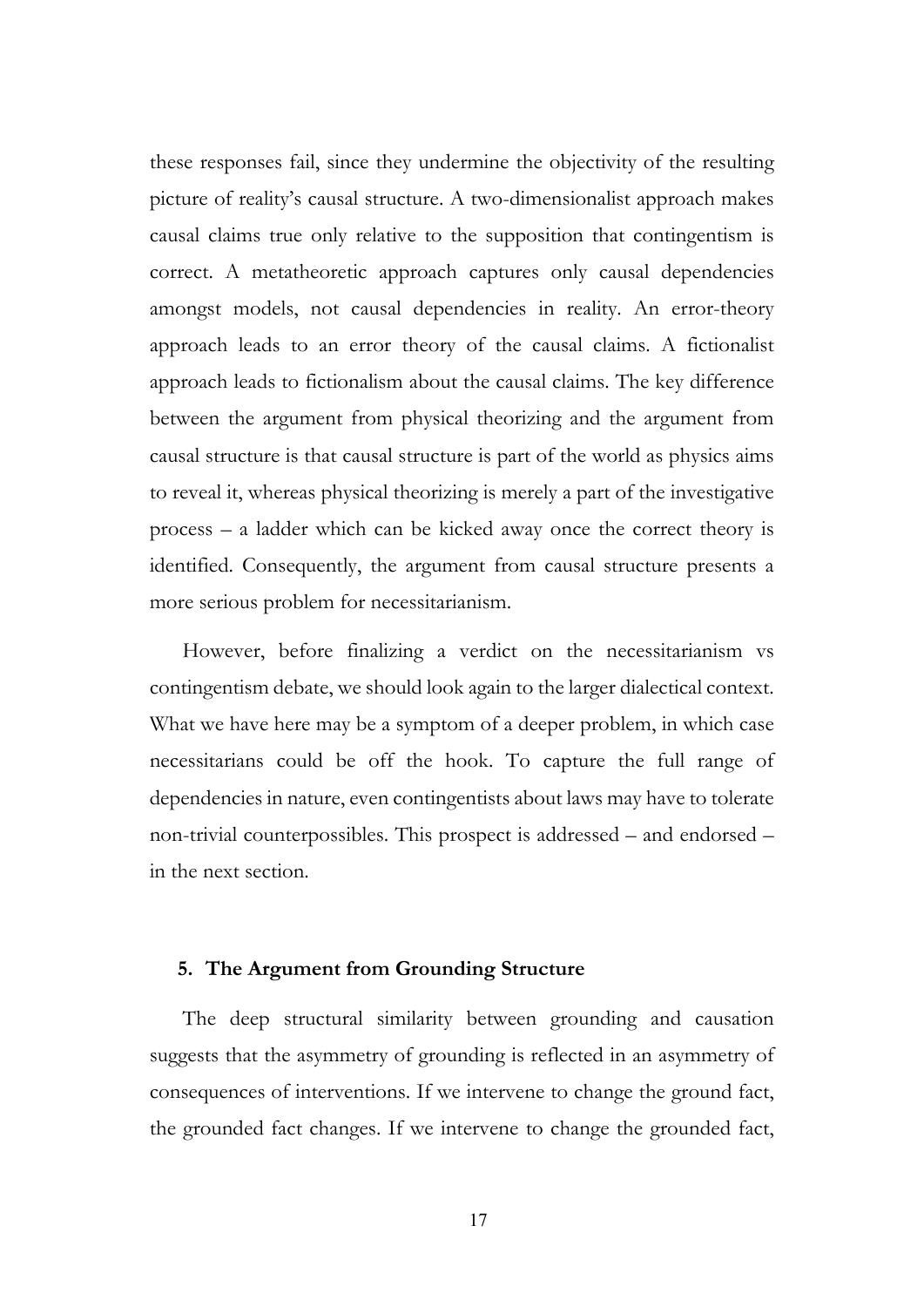these responses fail, since they undermine the objectivity of the resulting picture of reality's causal structure. A two-dimensionalist approach makes causal claims true only relative to the supposition that contingentism is correct. A metatheoretic approach captures only causal dependencies amongst models, not causal dependencies in reality. An error-theory approach leads to an error theory of the causal claims. A fictionalist approach leads to fictionalism about the causal claims. The key difference between the argument from physical theorizing and the argument from causal structure is that causal structure is part of the world as physics aims to reveal it, whereas physical theorizing is merely a part of the investigative process – a ladder which can be kicked away once the correct theory is identified. Consequently, the argument from causal structure presents a more serious problem for necessitarianism.

However, before finalizing a verdict on the necessitarianism vs contingentism debate, we should look again to the larger dialectical context. What we have here may be a symptom of a deeper problem, in which case necessitarians could be off the hook. To capture the full range of dependencies in nature, even contingentists about laws may have to tolerate non-trivial counterpossibles. This prospect is addressed – and endorsed – in the next section.

## 5. The Argument from Grounding Structure

The deep structural similarity between grounding and causation suggests that the asymmetry of grounding is reflected in an asymmetry of consequences of interventions. If we intervene to change the ground fact, the grounded fact changes. If we intervene to change the grounded fact,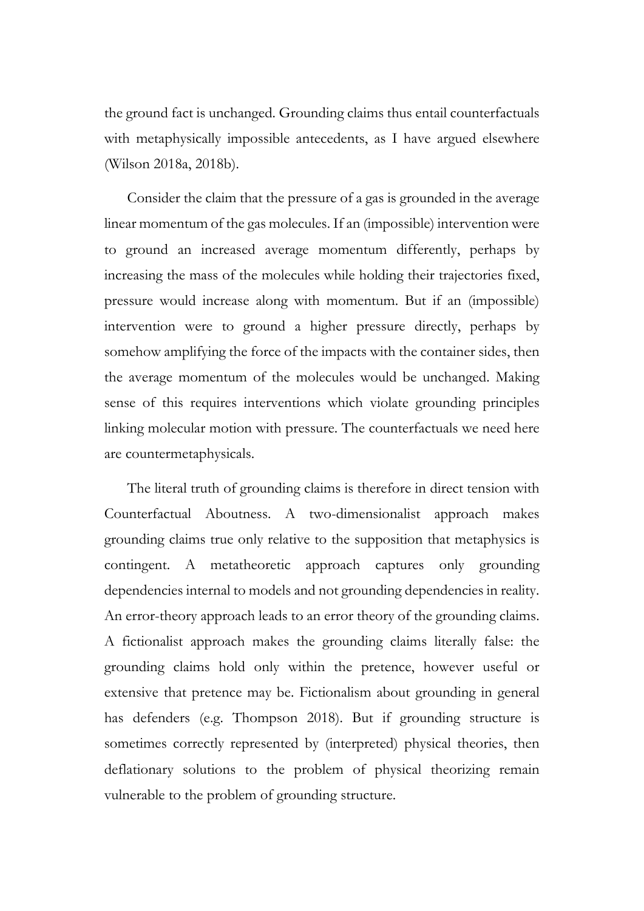the ground fact is unchanged. Grounding claims thus entail counterfactuals with metaphysically impossible antecedents, as I have argued elsewhere (Wilson 2018a, 2018b).

Consider the claim that the pressure of a gas is grounded in the average linear momentum of the gas molecules. If an (impossible) intervention were to ground an increased average momentum differently, perhaps by increasing the mass of the molecules while holding their trajectories fixed, pressure would increase along with momentum. But if an (impossible) intervention were to ground a higher pressure directly, perhaps by somehow amplifying the force of the impacts with the container sides, then the average momentum of the molecules would be unchanged. Making sense of this requires interventions which violate grounding principles linking molecular motion with pressure. The counterfactuals we need here are countermetaphysicals.

The literal truth of grounding claims is therefore in direct tension with Counterfactual Aboutness. A two-dimensionalist approach makes grounding claims true only relative to the supposition that metaphysics is contingent. A metatheoretic approach captures only grounding dependencies internal to models and not grounding dependencies in reality. An error-theory approach leads to an error theory of the grounding claims. A fictionalist approach makes the grounding claims literally false: the grounding claims hold only within the pretence, however useful or extensive that pretence may be. Fictionalism about grounding in general has defenders (e.g. Thompson 2018). But if grounding structure is sometimes correctly represented by (interpreted) physical theories, then deflationary solutions to the problem of physical theorizing remain vulnerable to the problem of grounding structure.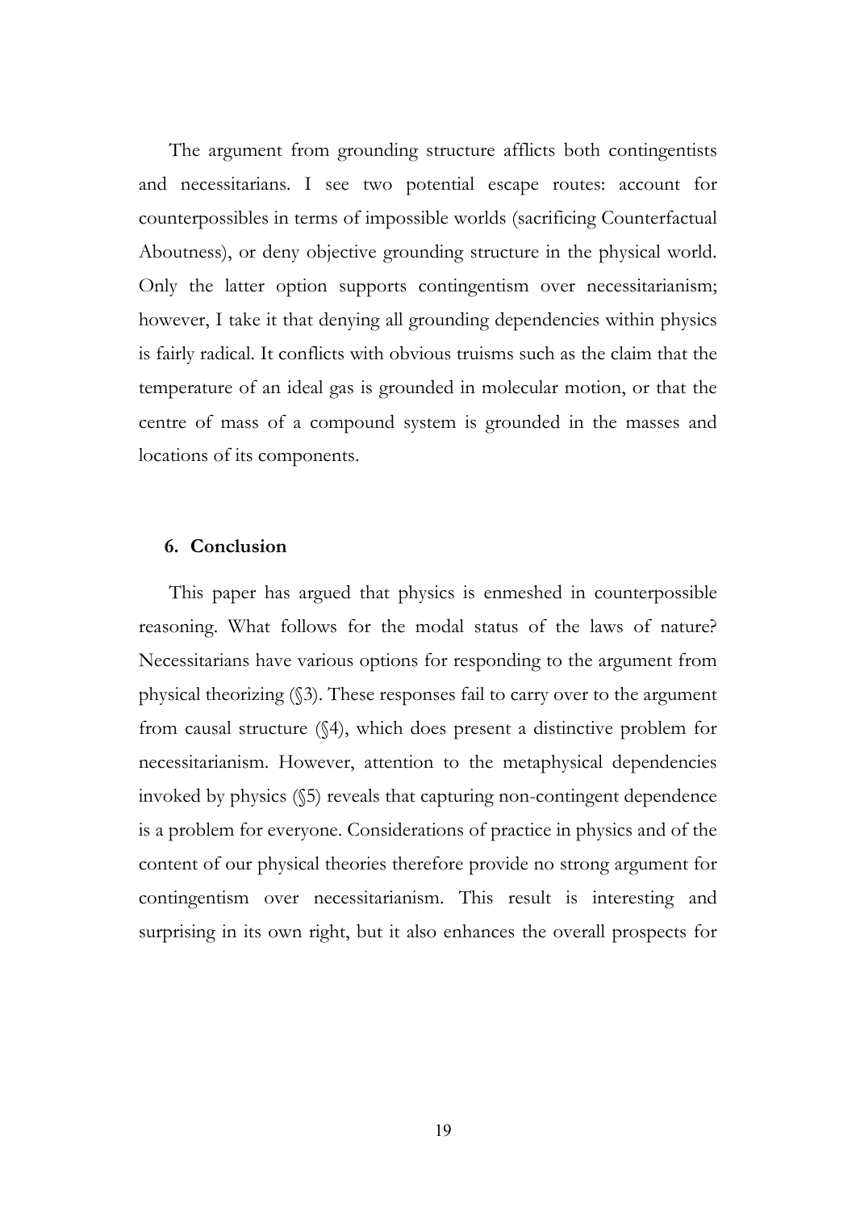The argument from grounding structure afflicts both contingentists and necessitarians. I see two potential escape routes: account for counterpossibles in terms of impossible worlds (sacrificing Counterfactual Aboutness), or deny objective grounding structure in the physical world. Only the latter option supports contingentism over necessitarianism; however, I take it that denying all grounding dependencies within physics is fairly radical. It conflicts with obvious truisms such as the claim that the temperature of an ideal gas is grounded in molecular motion, or that the centre of mass of a compound system is grounded in the masses and locations of its components.

## 6. Conclusion

This paper has argued that physics is enmeshed in counterpossible reasoning. What follows for the modal status of the laws of nature? Necessitarians have various options for responding to the argument from physical theorizing (§3). These responses fail to carry over to the argument from causal structure (§4), which does present a distinctive problem for necessitarianism. However, attention to the metaphysical dependencies invoked by physics (§5) reveals that capturing non-contingent dependence is a problem for everyone. Considerations of practice in physics and of the content of our physical theories therefore provide no strong argument for contingentism over necessitarianism. This result is interesting and surprising in its own right, but it also enhances the overall prospects for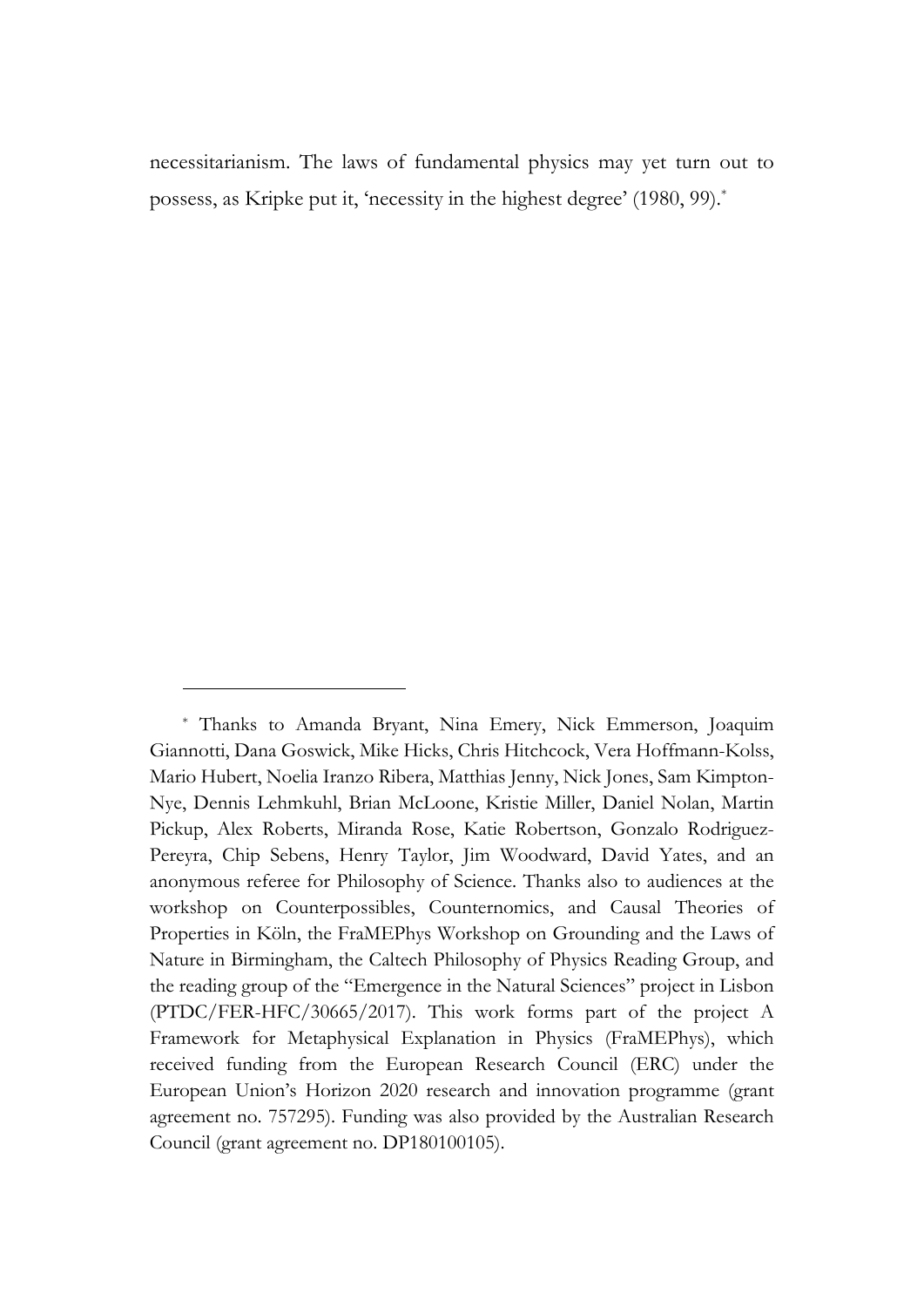necessitarianism. The laws of fundamental physics may yet turn out to possess, as Kripke put it, 'necessity in the highest degree' (1980, 99).[*]

---

[*] Thanks to Amanda Bryant, Nina Emery, Nick Emmerson, Joaquim Giannotti, Dana Goswick, Mike Hicks, Chris Hitchcock, Vera Hoffmann-Kolss, Mario Hubert, Noelia Iranzo Ribera, Matthias Jenny, Nick Jones, Sam Kimpton-Nye, Dennis Lehmkuhl, Brian McLoone, Kristie Miller, Daniel Nolan, Martin Pickup, Alex Roberts, Miranda Rose, Katie Robertson, Gonzalo Rodriguez-Pereyra, Chip Sebens, Henry Taylor, Jim Woodward, David Yates, and an anonymous referee for Philosophy of Science. Thanks also to audiences at the workshop on Counterpossibles, Counternomics, and Causal Theories of Properties in Köln, the FraMEPhys Workshop on Grounding and the Laws of Nature in Birmingham, the Caltech Philosophy of Physics Reading Group, and the reading group of the "Emergence in the Natural Sciences" project in Lisbon (PTDC/FER-HFC/30665/2017). This work forms part of the project A Framework for Metaphysical Explanation in Physics (FraMEPhys), which received funding from the European Research Council (ERC) under the European Union's Horizon 2020 research and innovation programme (grant agreement no. 757295). Funding was also provided by the Australian Research Council (grant agreement no. DP180100105).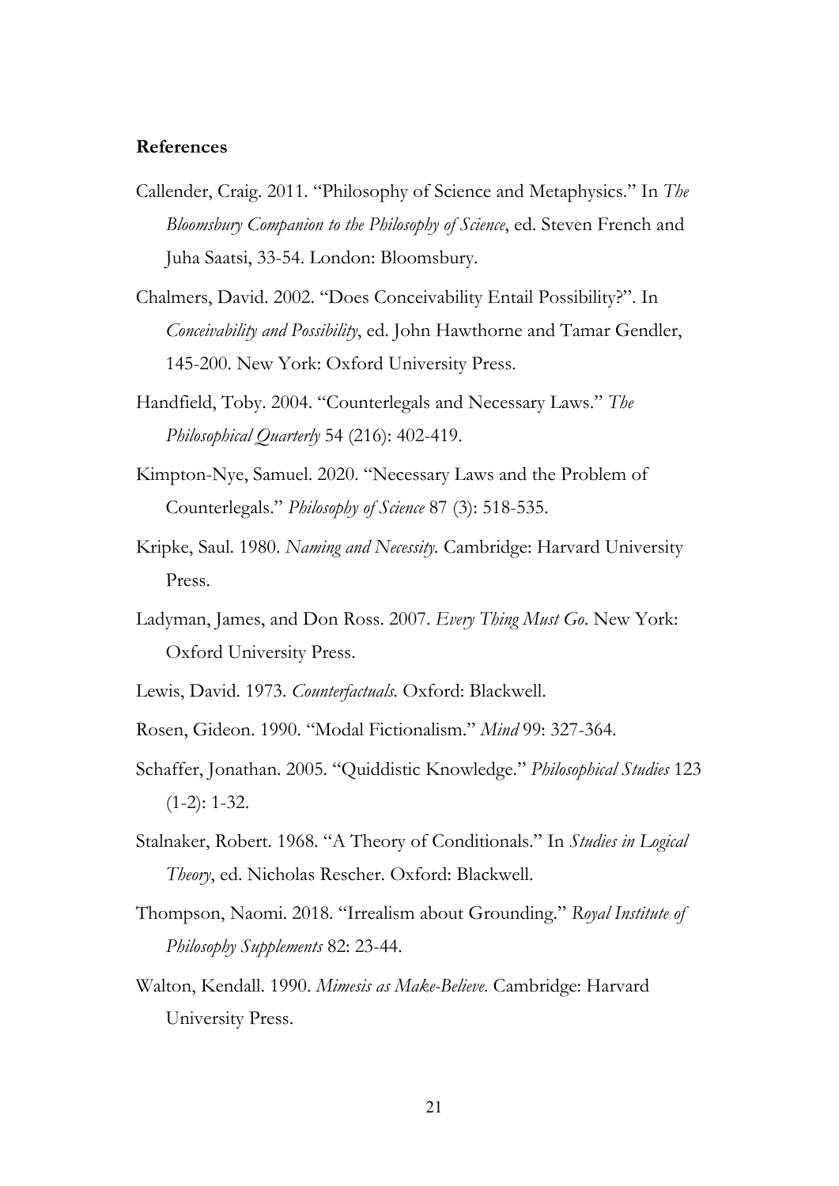## References

Callender, Craig. 2011. "Philosophy of Science and Metaphysics." In *The Bloomsbury Companion to the Philosophy of Science*, ed. Steven French and Juha Saatsi, 33-54. London: Bloomsbury.

Chalmers, David. 2002. "Does Conceivability Entail Possibility?". In *Conceivability and Possibility*, ed. John Hawthorne and Tamar Gendler, 145-200. New York: Oxford University Press.

Handfield, Toby. 2004. "Counterlegals and Necessary Laws." *The Philosophical Quarterly* 54 (216): 402-419.

Kimpton-Nye, Samuel. 2020. "Necessary Laws and the Problem of Counterlegals." *Philosophy of Science* 87 (3): 518-535.

Kripke, Saul. 1980. *Naming and Necessity.* Cambridge: Harvard University Press.

Ladyman, James, and Don Ross. 2007. *Every Thing Must Go*. New York: Oxford University Press.

Lewis, David. 1973. *Counterfactuals.* Oxford: Blackwell.

Rosen, Gideon. 1990. "Modal Fictionalism." *Mind* 99: 327-364.

Schaffer, Jonathan. 2005. "Quiddistic Knowledge." *Philosophical Studies* 123 (1-2): 1-32.

Stalnaker, Robert. 1968. "A Theory of Conditionals." In *Studies in Logical Theory*, ed. Nicholas Rescher. Oxford: Blackwell.

Thompson, Naomi. 2018. "Irrealism about Grounding." *Royal Institute of Philosophy Supplements* 82: 23-44.

Walton, Kendall. 1990. *Mimesis as Make-Believe*. Cambridge: Harvard University Press.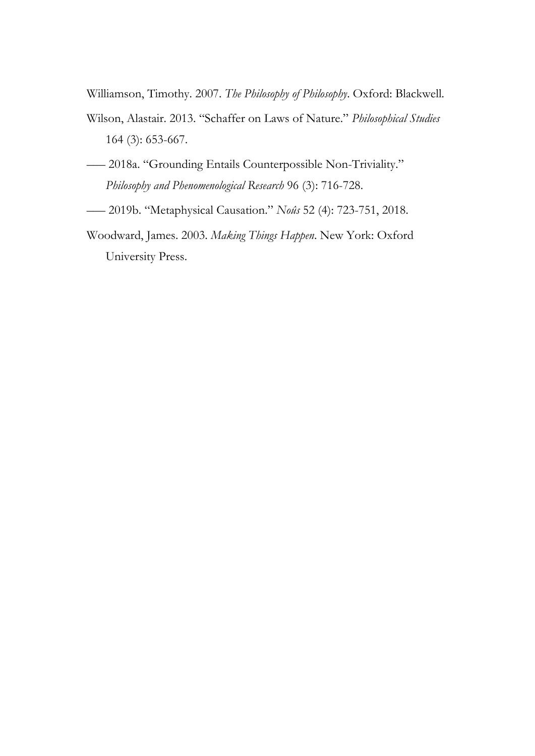Williamson, Timothy. 2007. *The Philosophy of Philosophy*. Oxford: Blackwell.

Wilson, Alastair. 2013. "Schaffer on Laws of Nature." *Philosophical Studies* 164 (3): 653-667.

—— 2018a. "Grounding Entails Counterpossible Non-Triviality." *Philosophy and Phenomenological Research* 96 (3): 716-728.

—— 2019b. "Metaphysical Causation." *Noûs* 52 (4): 723-751, 2018.

Woodward, James. 2003. *Making Things Happen*. New York: Oxford University Press.